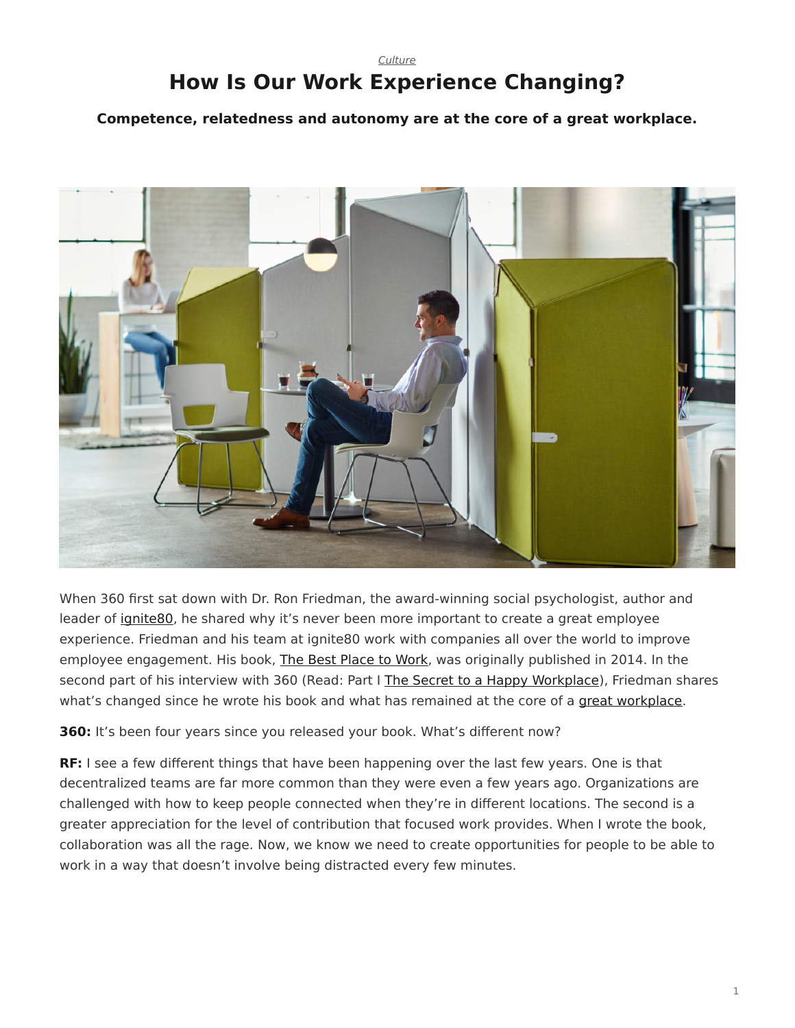*Culture*

# How Is Our Work Experience Changing?

**Competence, relatedness and autonomy are at the core of a great workplace.**

When 360 first sat down with Dr. Ron Friedman, the award-winning social psychologist, author and leader of ignite80, he shared why it's never been more important to create a great employee experience. Friedman and his team at ignite80 work with companies all over the world to improve employee engagement. His book, The Best Place to Work, was originally published in 2014. In the second part of his interview with 360 (Read: Part I The Secret to a Happy Workplace), Friedman shares what's changed since he wrote his book and what has remained at the core of a great workplace.

**360:** It's been four years since you released your book. What's different now?

**RF:** I see a few different things that have been happening over the last few years. One is that decentralized teams are far more common than they were even a few years ago. Organizations are challenged with how to keep people connected when they're in different locations. The second is a greater appreciation for the level of contribution that focused work provides. When I wrote the book, collaboration was all the rage. Now, we know we need to create opportunities for people to be able to work in a way that doesn't involve being distracted every few minutes.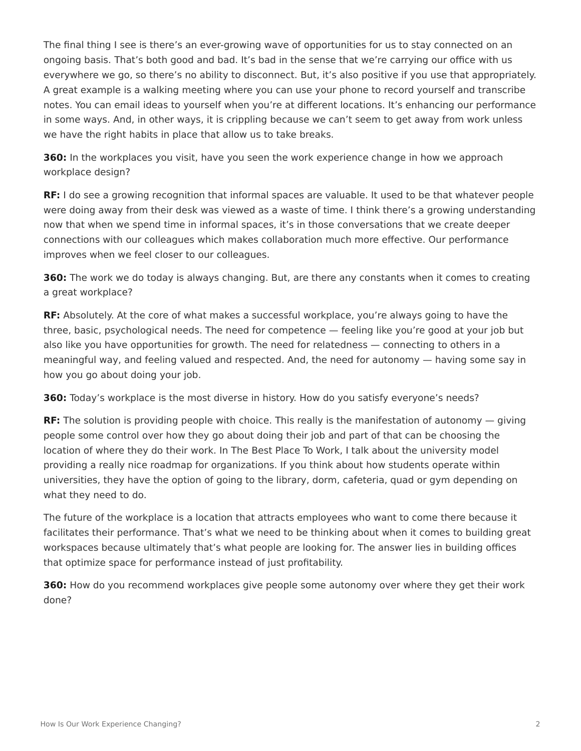The final thing I see is there's an ever-growing wave of opportunities for us to stay connected on an ongoing basis. That's both good and bad. It's bad in the sense that we're carrying our office with us everywhere we go, so there's no ability to disconnect. But, it's also positive if you use that appropriately. A great example is a walking meeting where you can use your phone to record yourself and transcribe notes. You can email ideas to yourself when you're at different locations. It's enhancing our performance in some ways. And, in other ways, it is crippling because we can't seem to get away from work unless we have the right habits in place that allow us to take breaks.

**360:** In the workplaces you visit, have you seen the work experience change in how we approach workplace design?

**RF:** I do see a growing recognition that informal spaces are valuable. It used to be that whatever people were doing away from their desk was viewed as a waste of time. I think there's a growing understanding now that when we spend time in informal spaces, it's in those conversations that we create deeper connections with our colleagues which makes collaboration much more effective. Our performance improves when we feel closer to our colleagues.

**360:** The work we do today is always changing. But, are there any constants when it comes to creating a great workplace?

**RF:** Absolutely. At the core of what makes a successful workplace, you're always going to have the three, basic, psychological needs. The need for competence — feeling like you're good at your job but also like you have opportunities for growth. The need for relatedness — connecting to others in a meaningful way, and feeling valued and respected. And, the need for autonomy — having some say in how you go about doing your job.

**360:** Today's workplace is the most diverse in history. How do you satisfy everyone's needs?

**RF:** The solution is providing people with choice. This really is the manifestation of autonomy — giving people some control over how they go about doing their job and part of that can be choosing the location of where they do their work. In The Best Place To Work, I talk about the university model providing a really nice roadmap for organizations. If you think about how students operate within universities, they have the option of going to the library, dorm, cafeteria, quad or gym depending on what they need to do.

The future of the workplace is a location that attracts employees who want to come there because it facilitates their performance. That's what we need to be thinking about when it comes to building great workspaces because ultimately that's what people are looking for. The answer lies in building offices that optimize space for performance instead of just profitability.

**360:** How do you recommend workplaces give people some autonomy over where they get their work done?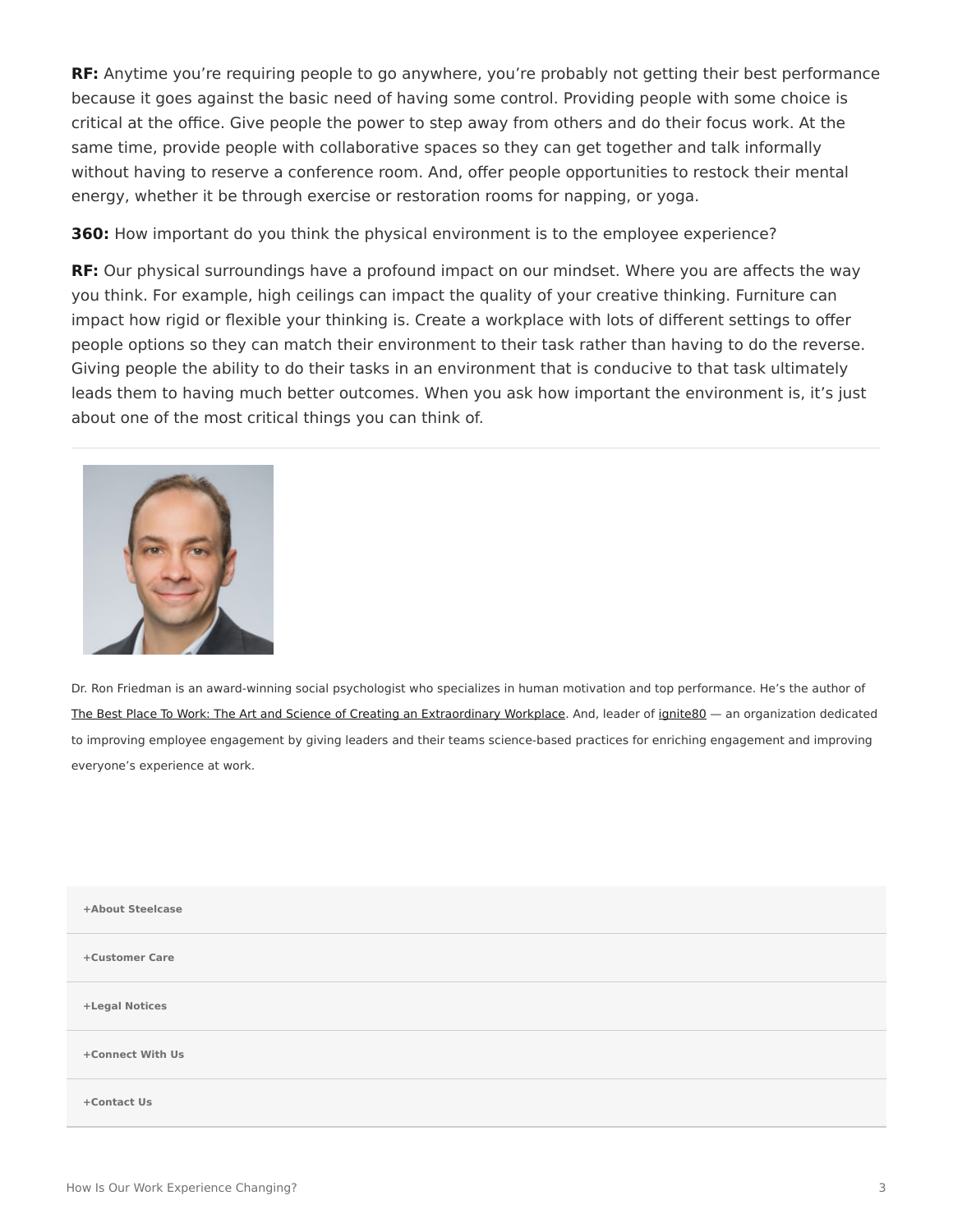**RF:** Anytime you're requiring people to go anywhere, you're probably not getting their best performance because it goes against the basic need of having some control. Providing people with some choice is critical at the office. Give people the power to step away from others and do their focus work. At the same time, provide people with collaborative spaces so they can get together and talk informally without having to reserve a conference room. And, offer people opportunities to restock their mental energy, whether it be through exercise or restoration rooms for napping, or yoga.

**360:** How important do you think the physical environment is to the employee experience?

**RF:** Our physical surroundings have a profound impact on our mindset. Where you are affects the way you think. For example, high ceilings can impact the quality of your creative thinking. Furniture can impact how rigid or flexible your thinking is. Create a workplace with lots of different settings to offer people options so they can match their environment to their task rather than having to do the reverse. Giving people the ability to do their tasks in an environment that is conducive to that task ultimately leads them to having much better outcomes. When you ask how important the environment is, it's just about one of the most critical things you can think of.

---

Dr. Ron Friedman is an award-winning social psychologist who specializes in human motivation and top performance. He's the author of The Best Place To Work: The Art and Science of Creating an Extraordinary Workplace. And, leader of ignite80 — an organization dedicated to improving employee engagement by giving leaders and their teams science-based practices for enriching engagement and improving everyone's experience at work.

**+About Steelcase**

**+Customer Care**

**+Legal Notices**

**+Connect With Us**

**+Contact Us**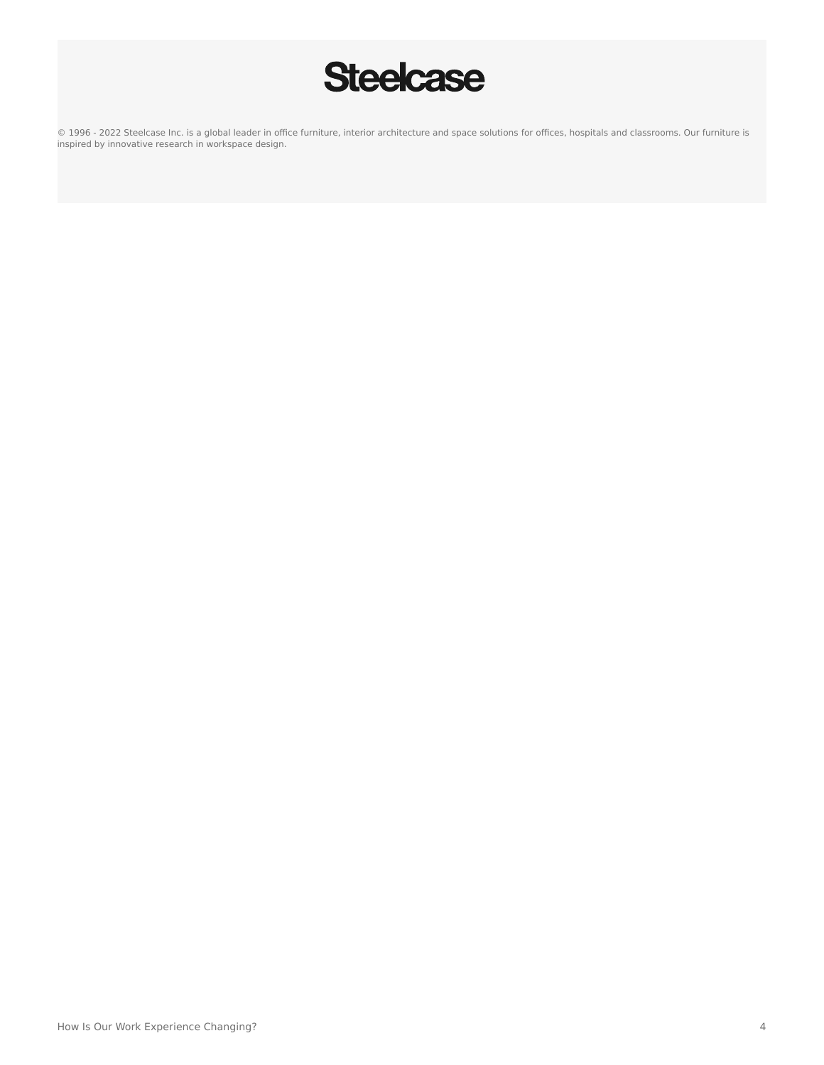Steelcase

© 1996 - 2022 Steelcase Inc. is a global leader in office furniture, interior architecture and space solutions for offices, hospitals and classrooms. Our furniture is inspired by innovative research in workspace design.